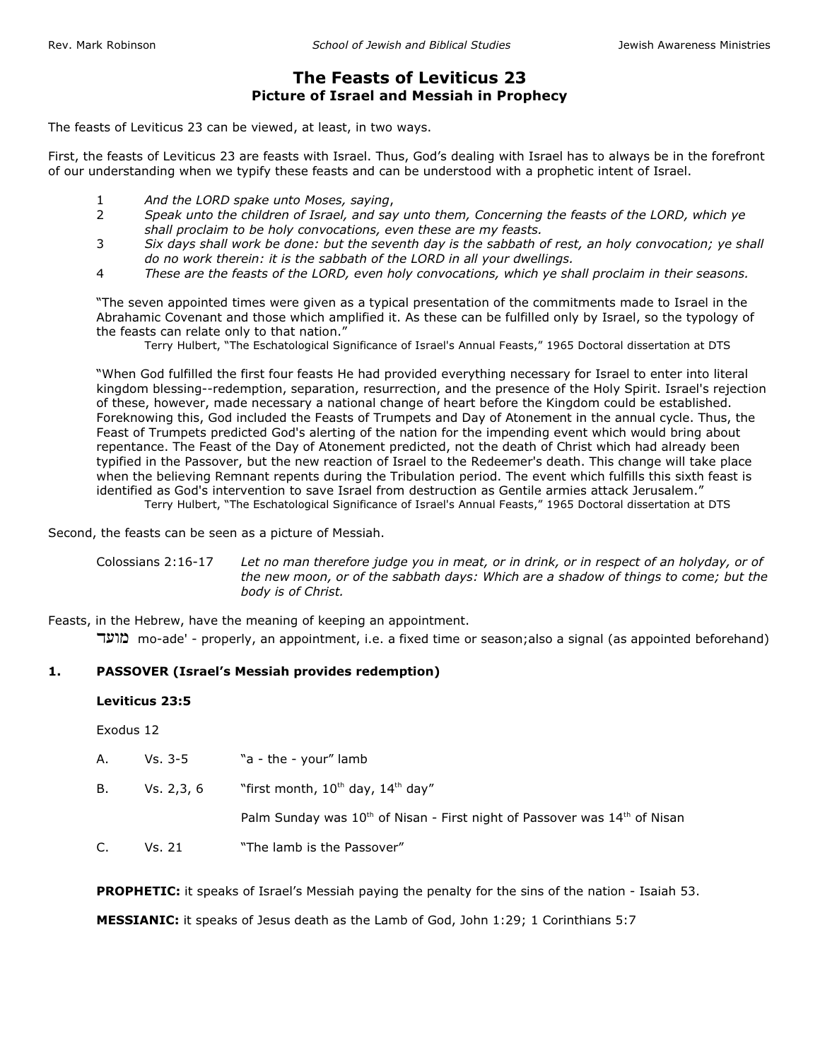# The Feasts of Leviticus 23
## Picture of Israel and Messiah in Prophecy

The feasts of Leviticus 23 can be viewed, at least, in two ways.

First, the feasts of Leviticus 23 are feasts with Israel. Thus, God's dealing with Israel has to always be in the forefront of our understanding when we typify these feasts and can be understood with a prophetic intent of Israel.

> 1 *And the LORD spake unto Moses, saying*,
> 2 *Speak unto the children of Israel, and say unto them, Concerning the feasts of the LORD, which ye shall proclaim to be holy convocations, even these are my feasts.*
> 3 *Six days shall work be done: but the seventh day is the sabbath of rest, an holy convocation; ye shall do no work therein: it is the sabbath of the LORD in all your dwellings.*
> 4 *These are the feasts of the LORD, even holy convocations, which ye shall proclaim in their seasons.*

> "The seven appointed times were given as a typical presentation of the commitments made to Israel in the Abrahamic Covenant and those which amplified it. As these can be fulfilled only by Israel, so the typology of the feasts can relate only to that nation."
>
> Terry Hulbert, "The Eschatological Significance of Israel's Annual Feasts," 1965 Doctoral dissertation at DTS

> "When God fulfilled the first four feasts He had provided everything necessary for Israel to enter into literal kingdom blessing--redemption, separation, resurrection, and the presence of the Holy Spirit. Israel's rejection of these, however, made necessary a national change of heart before the Kingdom could be established. Foreknowing this, God included the Feasts of Trumpets and Day of Atonement in the annual cycle. Thus, the Feast of Trumpets predicted God's alerting of the nation for the impending event which would bring about repentance. The Feast of the Day of Atonement predicted, not the death of Christ which had already been typified in the Passover, but the new reaction of Israel to the Redeemer's death. This change will take place when the believing Remnant repents during the Tribulation period. The event which fulfills this sixth feast is identified as God's intervention to save Israel from destruction as Gentile armies attack Jerusalem."
>
> Terry Hulbert, "The Eschatological Significance of Israel's Annual Feasts," 1965 Doctoral dissertation at DTS

Second, the feasts can be seen as a picture of Messiah.

> Colossians 2:16-17 *Let no man therefore judge you in meat, or in drink, or in respect of an holyday, or of the new moon, or of the sabbath days: Which are a shadow of things to come; but the body is of Christ.*

Feasts, in the Hebrew, have the meaning of keeping an appointment.

> מועד mo-ade' - properly, an appointment, i.e. a fixed time or season;also a signal (as appointed beforehand)

### 1. PASSOVER (Israel's Messiah provides redemption)

**Leviticus 23:5**

Exodus 12

A. Vs. 3-5 "a - the - your" lamb

B. Vs. 2,3, 6 "first month, 10th day, 14th day"

Palm Sunday was 10th of Nisan - First night of Passover was 14th of Nisan

C. Vs. 21 "The lamb is the Passover"

**PROPHETIC:** it speaks of Israel's Messiah paying the penalty for the sins of the nation - Isaiah 53.

**MESSIANIC:** it speaks of Jesus death as the Lamb of God, John 1:29; 1 Corinthians 5:7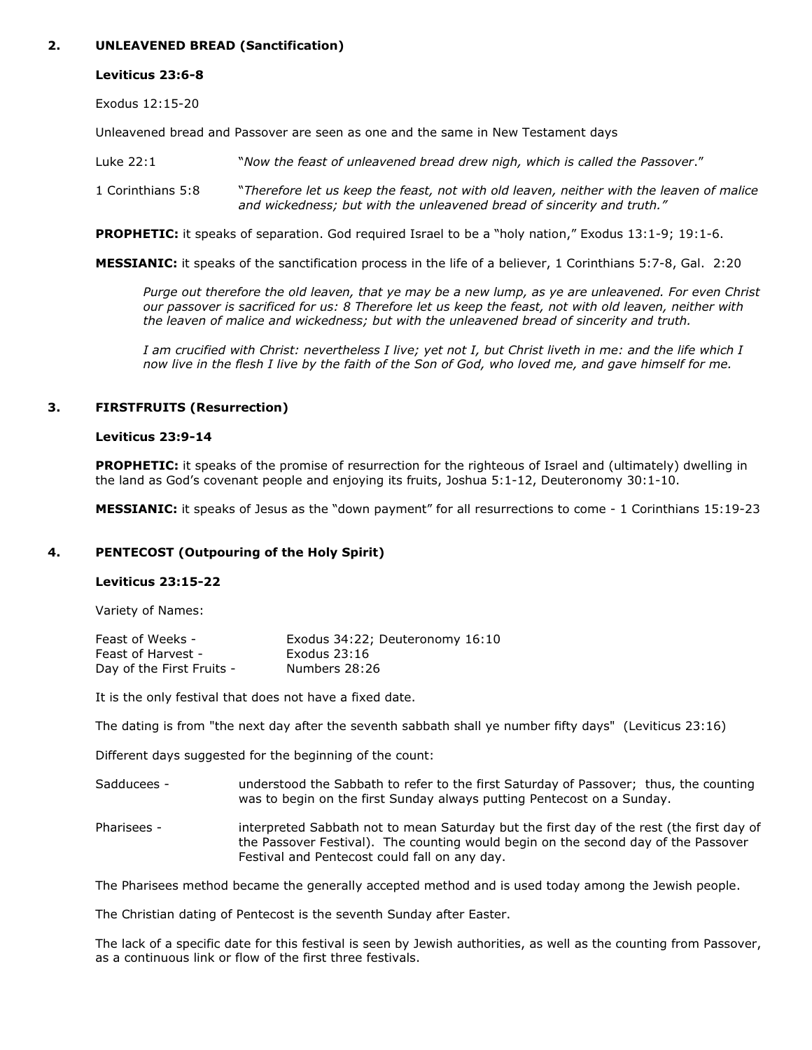## 2. UNLEAVENED BREAD (Sanctification)

**Leviticus 23:6-8**

Exodus 12:15-20

Unleavened bread and Passover are seen as one and the same in New Testament days

| | |
|---|---|
| Luke 22:1 | "*Now the feast of unleavened bread drew nigh, which is called the Passover*." |
| 1 Corinthians 5:8 | "*Therefore let us keep the feast, not with old leaven, neither with the leaven of malice and wickedness; but with the unleavened bread of sincerity and truth."* |

**PROPHETIC:** it speaks of separation. God required Israel to be a "holy nation," Exodus 13:1-9; 19:1-6.

**MESSIANIC:** it speaks of the sanctification process in the life of a believer, 1 Corinthians 5:7-8, Gal. 2:20

> *Purge out therefore the old leaven, that ye may be a new lump, as ye are unleavened. For even Christ our passover is sacrificed for us: 8 Therefore let us keep the feast, not with old leaven, neither with the leaven of malice and wickedness; but with the unleavened bread of sincerity and truth.*
>
> *I am crucified with Christ: nevertheless I live; yet not I, but Christ liveth in me: and the life which I now live in the flesh I live by the faith of the Son of God, who loved me, and gave himself for me.*

## 3. FIRSTFRUITS (Resurrection)

**Leviticus 23:9-14**

**PROPHETIC:** it speaks of the promise of resurrection for the righteous of Israel and (ultimately) dwelling in the land as God's covenant people and enjoying its fruits, Joshua 5:1-12, Deuteronomy 30:1-10.

**MESSIANIC:** it speaks of Jesus as the "down payment" for all resurrections to come - 1 Corinthians 15:19-23

## 4. PENTECOST (Outpouring of the Holy Spirit)

**Leviticus 23:15-22**

Variety of Names:

| | |
|---|---|
| Feast of Weeks - | Exodus 34:22; Deuteronomy 16:10 |
| Feast of Harvest - | Exodus 23:16 |
| Day of the First Fruits - | Numbers 28:26 |

It is the only festival that does not have a fixed date.

The dating is from "the next day after the seventh sabbath shall ye number fifty days" (Leviticus 23:16)

Different days suggested for the beginning of the count:

| | |
|---|---|
| Sadducees - | understood the Sabbath to refer to the first Saturday of Passover; thus, the counting was to begin on the first Sunday always putting Pentecost on a Sunday. |
| Pharisees - | interpreted Sabbath not to mean Saturday but the first day of the rest (the first day of the Passover Festival). The counting would begin on the second day of the Passover Festival and Pentecost could fall on any day. |

The Pharisees method became the generally accepted method and is used today among the Jewish people.

The Christian dating of Pentecost is the seventh Sunday after Easter.

The lack of a specific date for this festival is seen by Jewish authorities, as well as the counting from Passover, as a continuous link or flow of the first three festivals.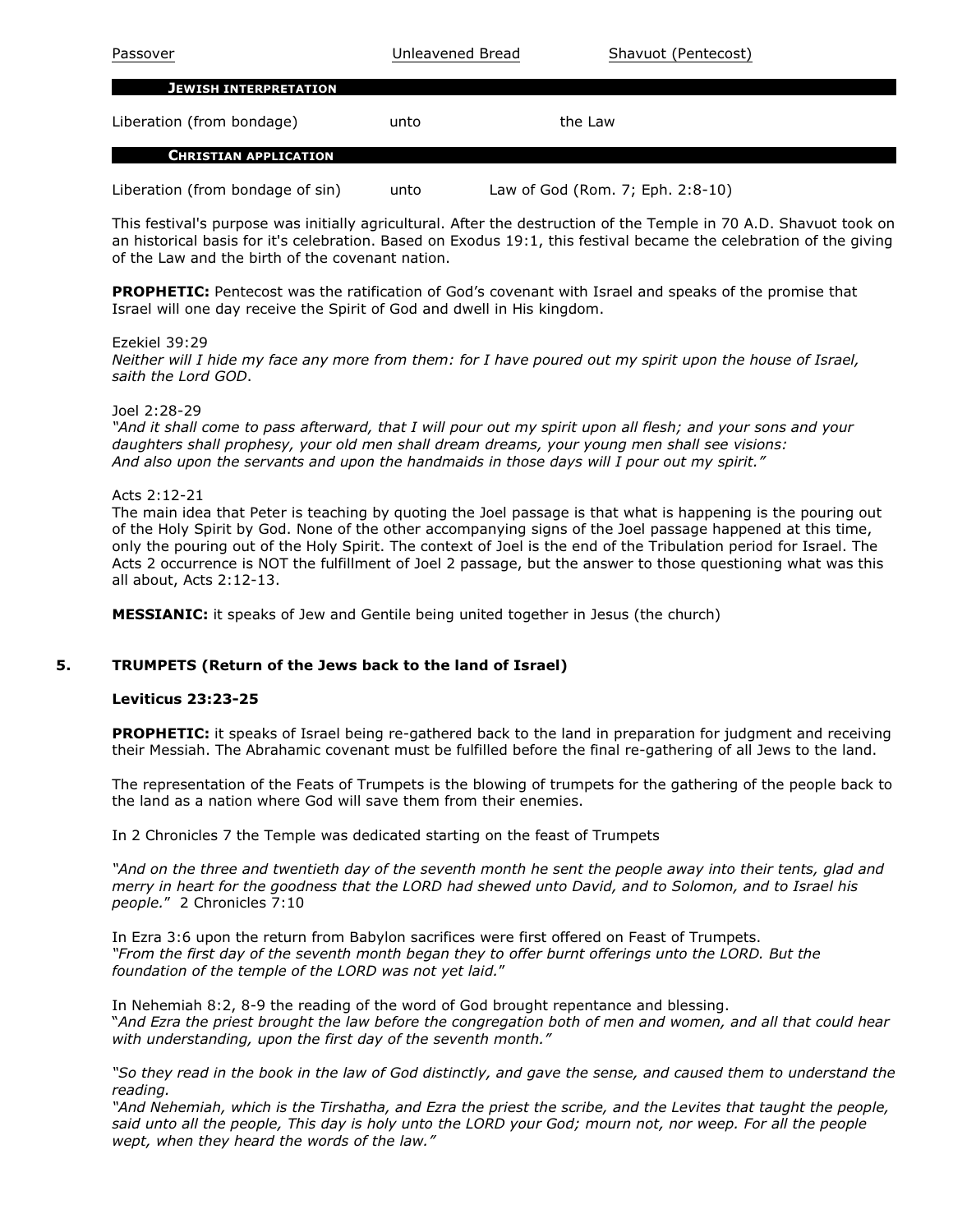| Passover | Unleavened Bread | Shavuot (Pentecost) |
| --- | --- | --- |
| **JEWISH INTERPRETATION** | | |
| Liberation (from bondage) | unto | the Law |
| **CHRISTIAN APPLICATION** | | |
| Liberation (from bondage of sin) | unto | Law of God (Rom. 7; Eph. 2:8-10) |

This festival's purpose was initially agricultural. After the destruction of the Temple in 70 A.D. Shavuot took on an historical basis for it's celebration. Based on Exodus 19:1, this festival became the celebration of the giving of the Law and the birth of the covenant nation.

**PROPHETIC:** Pentecost was the ratification of God's covenant with Israel and speaks of the promise that Israel will one day receive the Spirit of God and dwell in His kingdom.

Ezekiel 39:29
*Neither will I hide my face any more from them: for I have poured out my spirit upon the house of Israel, saith the Lord GOD.*

Joel 2:28-29
*"And it shall come to pass afterward, that I will pour out my spirit upon all flesh; and your sons and your daughters shall prophesy, your old men shall dream dreams, your young men shall see visions: And also upon the servants and upon the handmaids in those days will I pour out my spirit."*

Acts 2:12-21
The main idea that Peter is teaching by quoting the Joel passage is that what is happening is the pouring out of the Holy Spirit by God. None of the other accompanying signs of the Joel passage happened at this time, only the pouring out of the Holy Spirit. The context of Joel is the end of the Tribulation period for Israel. The Acts 2 occurrence is NOT the fulfillment of Joel 2 passage, but the answer to those questioning what was this all about, Acts 2:12-13.

**MESSIANIC:** it speaks of Jew and Gentile being united together in Jesus (the church)

## 5. TRUMPETS (Return of the Jews back to the land of Israel)

**Leviticus 23:23-25**

**PROPHETIC:** it speaks of Israel being re-gathered back to the land in preparation for judgment and receiving their Messiah. The Abrahamic covenant must be fulfilled before the final re-gathering of all Jews to the land.

The representation of the Feats of Trumpets is the blowing of trumpets for the gathering of the people back to the land as a nation where God will save them from their enemies.

In 2 Chronicles 7 the Temple was dedicated starting on the feast of Trumpets

*"And on the three and twentieth day of the seventh month he sent the people away into their tents, glad and merry in heart for the goodness that the LORD had shewed unto David, and to Solomon, and to Israel his people."* 2 Chronicles 7:10

In Ezra 3:6 upon the return from Babylon sacrifices were first offered on Feast of Trumpets.
*"From the first day of the seventh month began they to offer burnt offerings unto the LORD. But the foundation of the temple of the LORD was not yet laid."*

In Nehemiah 8:2, 8-9 the reading of the word of God brought repentance and blessing.
"*And Ezra the priest brought the law before the congregation both of men and women, and all that could hear with understanding, upon the first day of the seventh month."*

*"So they read in the book in the law of God distinctly, and gave the sense, and caused them to understand the reading.*
*"And Nehemiah, which is the Tirshatha, and Ezra the priest the scribe, and the Levites that taught the people, said unto all the people, This day is holy unto the LORD your God; mourn not, nor weep. For all the people wept, when they heard the words of the law."*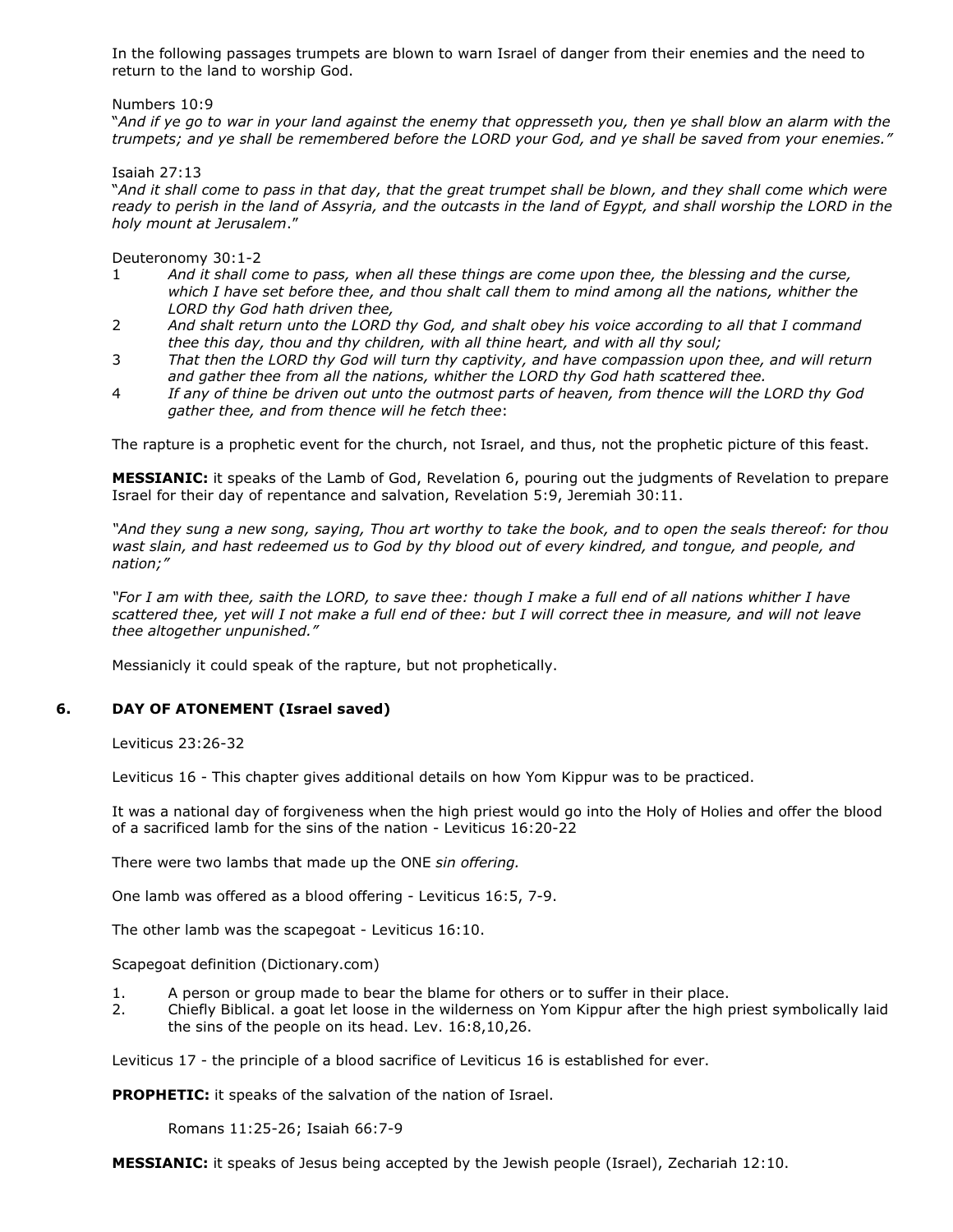In the following passages trumpets are blown to warn Israel of danger from their enemies and the need to return to the land to worship God.

Numbers 10:9
"*And if ye go to war in your land against the enemy that oppresseth you, then ye shall blow an alarm with the trumpets; and ye shall be remembered before the LORD your God, and ye shall be saved from your enemies.*"

Isaiah 27:13
"*And it shall come to pass in that day, that the great trumpet shall be blown, and they shall come which were ready to perish in the land of Assyria, and the outcasts in the land of Egypt, and shall worship the LORD in the holy mount at Jerusalem*."

Deuteronomy 30:1-2

1 *And it shall come to pass, when all these things are come upon thee, the blessing and the curse, which I have set before thee, and thou shalt call them to mind among all the nations, whither the LORD thy God hath driven thee,*
2 *And shalt return unto the LORD thy God, and shalt obey his voice according to all that I command thee this day, thou and thy children, with all thine heart, and with all thy soul;*
3 *That then the LORD thy God will turn thy captivity, and have compassion upon thee, and will return and gather thee from all the nations, whither the LORD thy God hath scattered thee.*
4 *If any of thine be driven out unto the outmost parts of heaven, from thence will the LORD thy God gather thee, and from thence will he fetch thee*:

The rapture is a prophetic event for the church, not Israel, and thus, not the prophetic picture of this feast.

**MESSIANIC:** it speaks of the Lamb of God, Revelation 6, pouring out the judgments of Revelation to prepare Israel for their day of repentance and salvation, Revelation 5:9, Jeremiah 30:11.

*"And they sung a new song, saying, Thou art worthy to take the book, and to open the seals thereof: for thou wast slain, and hast redeemed us to God by thy blood out of every kindred, and tongue, and people, and nation;"*

*"For I am with thee, saith the LORD, to save thee: though I make a full end of all nations whither I have scattered thee, yet will I not make a full end of thee: but I will correct thee in measure, and will not leave thee altogether unpunished."*

Messianicly it could speak of the rapture, but not prophetically.

## 6. DAY OF ATONEMENT (Israel saved)

Leviticus 23:26-32

Leviticus 16 - This chapter gives additional details on how Yom Kippur was to be practiced.

It was a national day of forgiveness when the high priest would go into the Holy of Holies and offer the blood of a sacrificed lamb for the sins of the nation - Leviticus 16:20-22

There were two lambs that made up the ONE *sin offering.*

One lamb was offered as a blood offering - Leviticus 16:5, 7-9.

The other lamb was the scapegoat - Leviticus 16:10.

Scapegoat definition (Dictionary.com)

1. A person or group made to bear the blame for others or to suffer in their place.
2. Chiefly Biblical. a goat let loose in the wilderness on Yom Kippur after the high priest symbolically laid the sins of the people on its head. Lev. 16:8,10,26.

Leviticus 17 - the principle of a blood sacrifice of Leviticus 16 is established for ever.

**PROPHETIC:** it speaks of the salvation of the nation of Israel.

Romans 11:25-26; Isaiah 66:7-9

**MESSIANIC:** it speaks of Jesus being accepted by the Jewish people (Israel), Zechariah 12:10.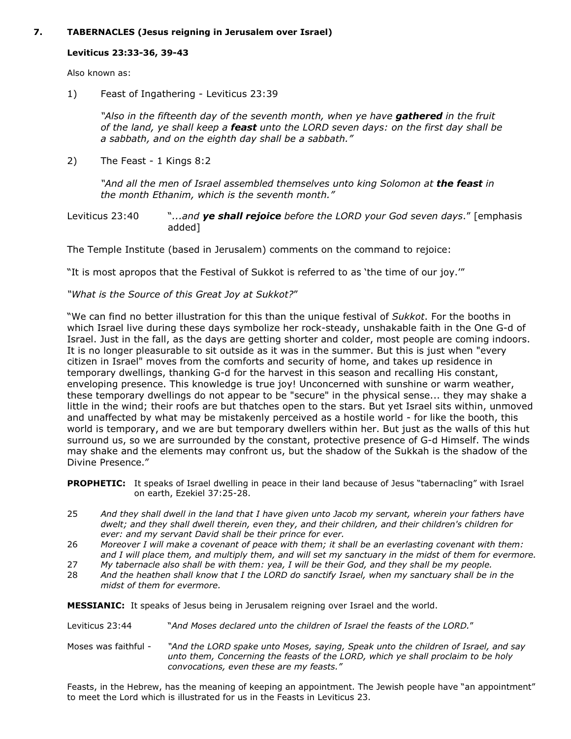### 7. TABERNACLES (Jesus reigning in Jerusalem over Israel)

**Leviticus 23:33-36, 39-43**

Also known as:

1) Feast of Ingathering - Leviticus 23:39

   *"Also in the fifteenth day of the seventh month, when ye have **gathered** in the fruit of the land, ye shall keep a **feast** unto the LORD seven days: on the first day shall be a sabbath, and on the eighth day shall be a sabbath."*

2) The Feast - 1 Kings 8:2

   *"And all the men of Israel assembled themselves unto king Solomon at **the feast** in the month Ethanim, which is the seventh month."*

Leviticus 23:40 "*...and **ye shall rejoice** before the LORD your God seven days*." [emphasis added]

The Temple Institute (based in Jerusalem) comments on the command to rejoice:

"It is most apropos that the Festival of Sukkot is referred to as 'the time of our joy.'"

*"What is the Source of this Great Joy at Sukkot?*"

"We can find no better illustration for this than the unique festival of *Sukkot*. For the booths in which Israel live during these days symbolize her rock-steady, unshakable faith in the One G-d of Israel. Just in the fall, as the days are getting shorter and colder, most people are coming indoors. It is no longer pleasurable to sit outside as it was in the summer. But this is just when "every citizen in Israel" moves from the comforts and security of home, and takes up residence in temporary dwellings, thanking G-d for the harvest in this season and recalling His constant, enveloping presence. This knowledge is true joy! Unconcerned with sunshine or warm weather, these temporary dwellings do not appear to be "secure" in the physical sense... they may shake a little in the wind; their roofs are but thatches open to the stars. But yet Israel sits within, unmoved and unaffected by what may be mistakenly perceived as a hostile world - for like the booth, this world is temporary, and we are but temporary dwellers within her. But just as the walls of this hut surround us, so we are surrounded by the constant, protective presence of G-d Himself. The winds may shake and the elements may confront us, but the shadow of the Sukkah is the shadow of the Divine Presence."

**PROPHETIC:** It speaks of Israel dwelling in peace in their land because of Jesus "tabernacling" with Israel on earth, Ezekiel 37:25-28.

25 *And they shall dwell in the land that I have given unto Jacob my servant, wherein your fathers have dwelt; and they shall dwell therein, even they, and their children, and their children's children for ever: and my servant David shall be their prince for ever.*

26 *Moreover I will make a covenant of peace with them; it shall be an everlasting covenant with them: and I will place them, and multiply them, and will set my sanctuary in the midst of them for evermore.*

27 *My tabernacle also shall be with them: yea, I will be their God, and they shall be my people.*

28 *And the heathen shall know that I the LORD do sanctify Israel, when my sanctuary shall be in the midst of them for evermore.*

**MESSIANIC:** It speaks of Jesus being in Jerusalem reigning over Israel and the world.

Leviticus 23:44 "*And Moses declared unto the children of Israel the feasts of the LORD.*"

Moses was faithful - *"And the LORD spake unto Moses, saying, Speak unto the children of Israel, and say unto them, Concerning the feasts of the LORD, which ye shall proclaim to be holy convocations, even these are my feasts."*

Feasts, in the Hebrew, has the meaning of keeping an appointment. The Jewish people have "an appointment" to meet the Lord which is illustrated for us in the Feasts in Leviticus 23.